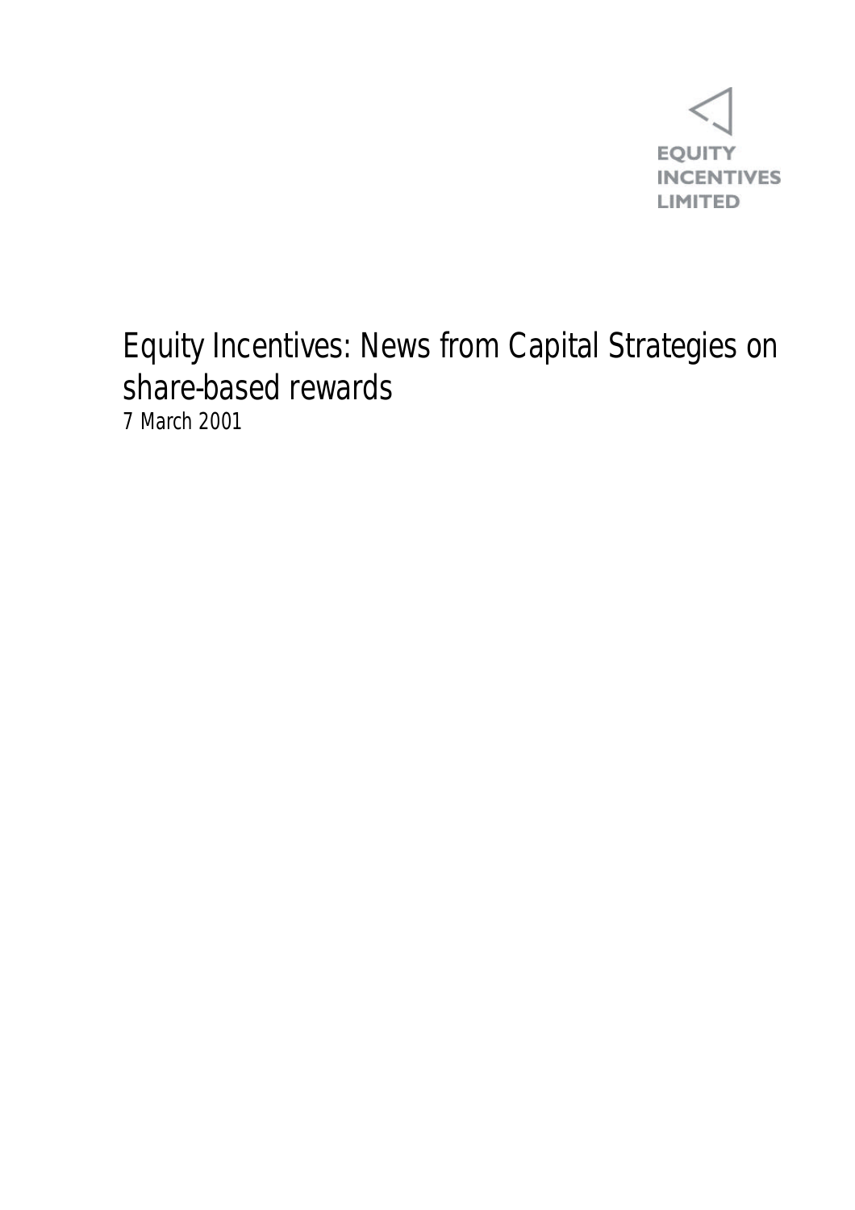EQUITY
INCENTIVES
LIMITED

# Equity Incentives: News from Capital Strategies on share-based rewards

*7 March 2001*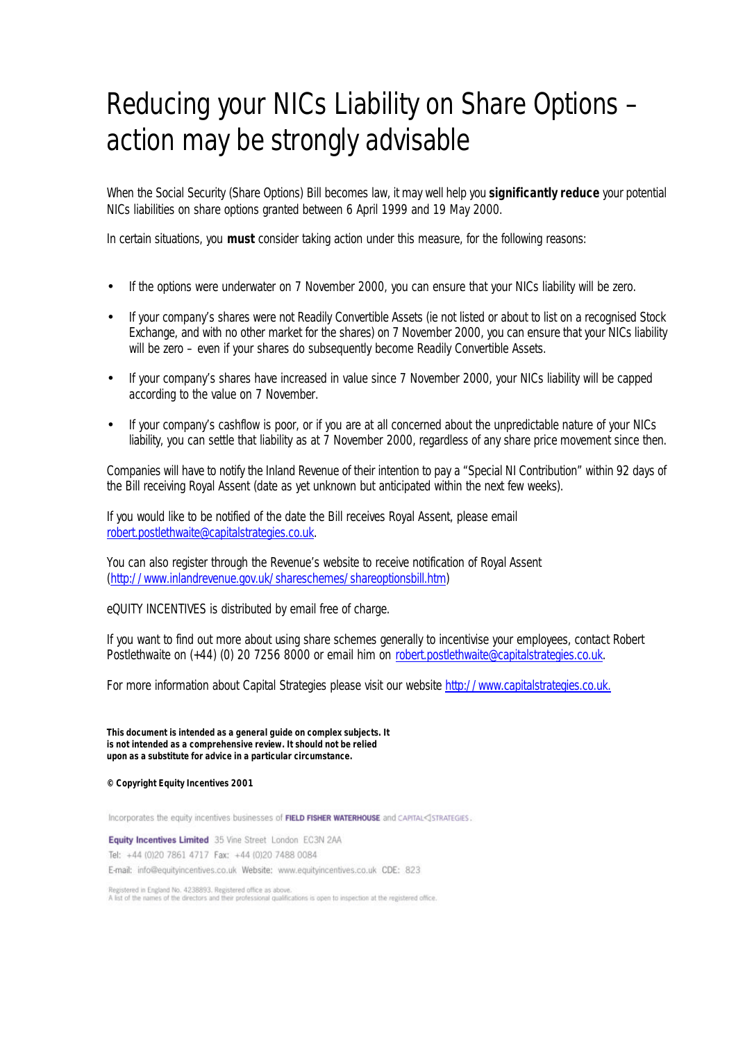# Reducing your NICs Liability on Share Options – action may be strongly advisable

When the Social Security (Share Options) Bill becomes law, it may well help you ***significantly reduce*** your potential NICs liabilities on share options granted between 6 April 1999 and 19 May 2000.

In certain situations, you **must** consider taking action under this measure, for the following reasons:

- If the options were underwater on 7 November 2000, you can ensure that your NICs liability will be zero.
- If your company's shares were not Readily Convertible Assets (ie not listed or about to list on a recognised Stock Exchange, and with no other market for the shares) on 7 November 2000, you can ensure that your NICs liability will be zero – even if your shares do subsequently become Readily Convertible Assets.
- If your company's shares have increased in value since 7 November 2000, your NICs liability will be capped according to the value on 7 November.
- If your company's cashflow is poor, or if you are at all concerned about the unpredictable nature of your NICs liability, you can settle that liability as at 7 November 2000, regardless of any share price movement since then.

Companies will have to notify the Inland Revenue of their intention to pay a "Special NI Contribution" within 92 days of the Bill receiving Royal Assent (date as yet unknown but anticipated within the next few weeks).

If you would like to be notified of the date the Bill receives Royal Assent, please email robert.postlethwaite@capitalstrategies.co.uk.

You can also register through the Revenue's website to receive notification of Royal Assent (http://www.inlandrevenue.gov.uk/shareschemes/shareoptionsbill.htm)

eQUITY INCENTIVES is distributed by email free of charge.

If you want to find out more about using share schemes generally to incentivise your employees, contact Robert Postlethwaite on (+44) (0) 20 7256 8000 or email him on robert.postlethwaite@capitalstrategies.co.uk.

For more information about Capital Strategies please visit our website http://www.capitalstrategies.co.uk.

**This document is intended as a general guide on complex subjects. It is not intended as a comprehensive review. It should not be relied upon as a substitute for advice in a particular circumstance.**

**© Copyright Equity Incentives 2001**

Incorporates the equity incentives businesses of **FIELD FISHER WATERHOUSE** and CAPITAL STRATEGIES.

**Equity Incentives Limited** 35 Vine Street London EC3N 2AA
Tel: +44 (0)20 7861 4717 Fax: +44 (0)20 7488 0084
E-mail: info@equityincentives.co.uk Website: www.equityincentives.co.uk CDE: 823

Registered in England No. 4238893. Registered office as above.
A list of the names of the directors and their professional qualifications is open to inspection at the registered office.